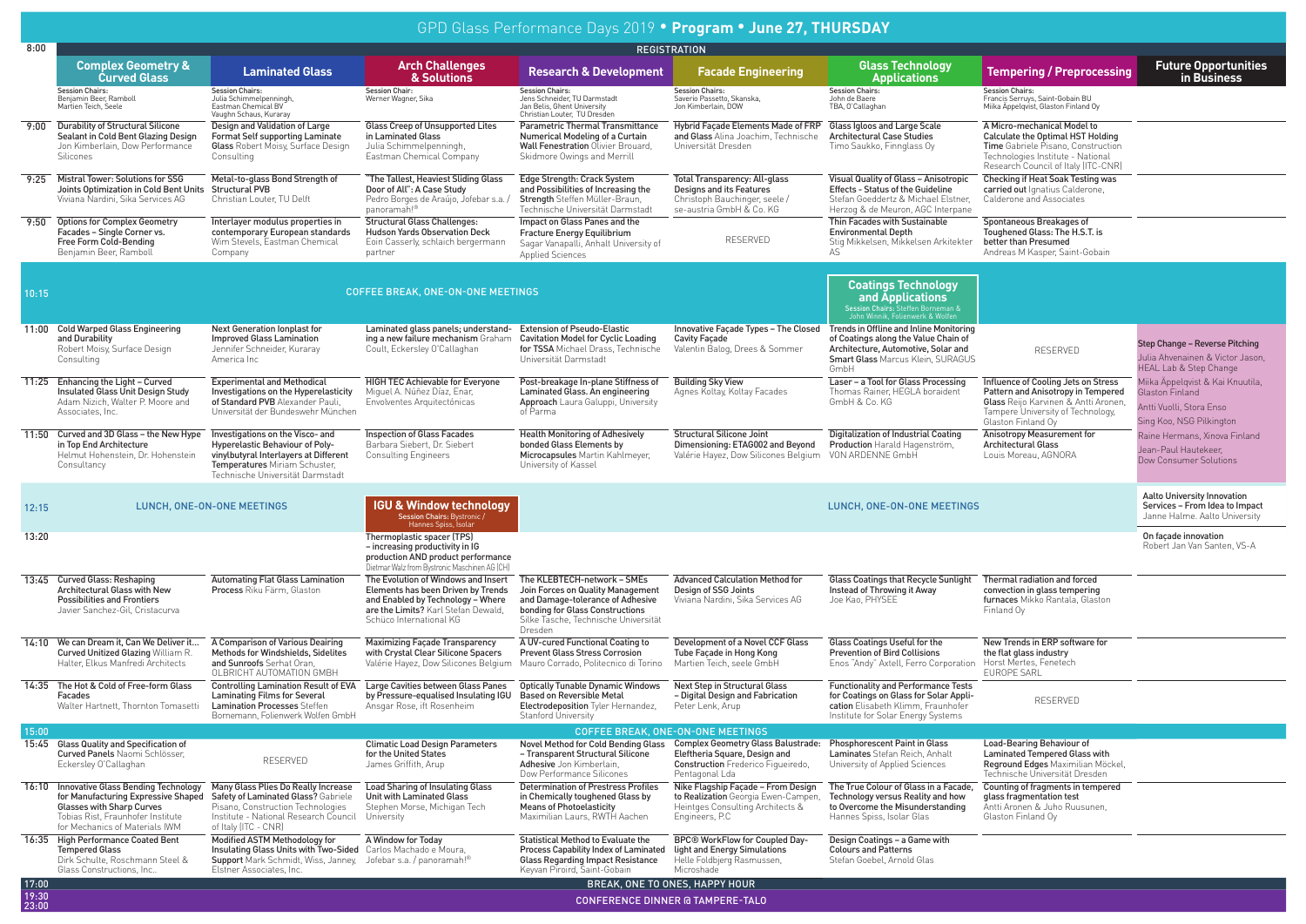# GPD Glass Performance Days 2019 • Program • June 27, THURSDAY

| Time | Complex Geometry & Curved Glass | Laminated Glass | Arch Challenges & Solutions | Research & Development | Facade Engineering | Glass Technology Applications | Tempering / Preprocessing | Future Opportunities in Business |
|---|---|---|---|---|---|---|---|---|
| 8:00 | REGISTRATION | | | | | | | |
| | Session Chairs: Benjamin Beer, Ramboll; Martien Teich, Seele | Session Chairs: Julia Schimmelpenninghh, Eastman Chemical BV; Vaughn Schaus, Kuraray | Session Chair: Werner Wagner, Sika | Session Chairs: Jens Schneider, TU Darmstadt; Jan Belis, Ghent University; Christian Louter, TU Dresden | Session Chairs: Saverio Passetto, Skanska; Jon Kimberlain, DOW | Session Chairs: John de Baere; TBA, O'Callaghan | Session Chairs: Francis Serruys, Saint-Gobain BU; Miika Appelqvist, Glaston Finland Oy | |
| 9:00 | **Durability of Structural Silicone Sealant in Cold Bent Glazing Design** Jon Kimberlain, Dow Performance Silicones | **Design and Validation of Large Format Self supporting Laminate Glass** Robert Moisy, Surface Design Consulting | **Glass Creep of Unsupported Lites in Laminated Glass** Julia Schimmelpenninghh, Eastman Chemical Company | **Parametric Thermal Transmittance Numerical Modeling of a Curtain Wall Fenestration** Olivier Brouard, Skidmore Owings and Merrill | **Hybrid Façade Elements Made of FRP and Glass** Alina Joachim, Technische Universität Dresden | **Glass Igloos and Large Scale Architectural Case Studies** Timo Saukko, Finnglass Oy | **A Micro-mechanical Model to Calculate the Optimal HST Holding Time** Gabriele Pisano, Construction Technologies Institute - National Research Council of Italy (ITC-CNR) | |
| 9:25 | **Mistral Tower: Solutions for SSG Joints Optimization in Cold Bent Units** Viviana Nardini, Sika Services AG | **Metal-to-glass Bond Strength of Structural PVB** Christian Louter, TU Delft | **"The Tallest, Heaviest Sliding Glass Door of All": A Case Study** Pedro Borges de Araújo, Jofebar s.a. / panoramah!® | **Edge Strength: Crack System and Possibilities of Increasing the Strength** Steffen Müller-Braun, Technische Universität Darmstadt | **Total Transparency: All-glass Designs and its Features** Christoph Bauchinger, seele / se-austria GmbH & Co. KG | **Visual Quality of Glass – Anisotropic Effects - Status of the Guideline** Stefan Goeddertz & Michael Elstner, Herzog & de Meuron, AGC Interpane | **Checking if Heat Soak Testing was carried out** Ignatius Calderone, Calderone and Associates | |
| 9:50 | **Options for Complex Geometry Facades – Single Corner vs. Free Form Cold-Bending** Benjamin Beer, Ramboll | **Interlayer modulus properties in contemporary European standards** Wim Stevels, Eastman Chemical Company | **Structural Glass Challenges: Hudson Yards Observation Deck** Eoin Casserly, schlaich bergermann partner | **Impact on Glass Panes and the Fracture Energy Equilibrium** Sagar Vanapalli, Anhalt University of Applied Sciences | RESERVED | **Thin Facades with Sustainable Environmental Depth** Stig Mikkelsen, Mikkelsen Arkitekter AS | **Spontaneous Breakages of Toughened Glass: The H.S.T. is better than Presumed** Andreas M Kasper, Saint-Gobain | |
| 10:15 | COFFEE BREAK, ONE-ON-ONE MEETINGS | | | | | **Coatings Technology and Applications** Session Chairs: Steffen Borneman & John Winnik, Folienwerk & Wolfen | | |
| 11:00 | **Cold Warped Glass Engineering and Durability** Robert Moisy, Surface Design Consulting | **Next Generation Ionplast for Improved Glass Lamination** Jennifer Schneider, Kuraray America Inc | **Laminated glass panels; understand-ing a new failure mechanism** Graham Coult, Eckersley O'Callaghan | **Extension of Pseudo-Elastic Cavitation Model for Cyclic Loading for TSSA** Michael Drass, Technische Universität Darmstadt | **Innovative Façade Types – The Closed Cavity Façade** Valentin Balog, Drees & Sommer | **Trends in Offline and Inline Monitoring of Coatings along the Value Chain of Architecture, Automotive, Solar and Smart Glass** Marcus Klein, SURAGUS GmbH | RESERVED | **Step Change – Reverse Pitching** Julia Ahvenainen & Victor Jason, HEAL Lab & Step Change; Miika Äppelqvist & Kai Knuutila, Glaston Finland; Antti Vuolli, Stora Enso; Sing Koo, NSG Pilkington; Raine Hermans, Xinova Finland; Jean-Paul Hautekeer, Dow Consumer Solutions |
| 11:25 | **Enhancing the Light – Curved Insulated Glass Unit Design Study** Adam Nizich, Walter P. Moore and Associates, Inc. | **Experimental and Methodical Investigations on the Hyperelasticity of Standard PVB** Alexander Pauli, Universität der Bundeswehr München | **HIGH TEC Achievable for Everyone** Miguel A. Núñez Díaz, Enar, Envolventes Arquitectónicas | **Post-breakage In-plane Stiffness of Laminated Glass. An engineering Approach** Laura Galuppi, University of Parma | **Building Sky View** Agnes Koltay, Koltay Facades | **Laser – a Tool for Glass Processing** Thomas Rainer, HEGLA boraident GmbH & Co. KG | **Influence of Cooling Jets on Stress Pattern and Anisotropy in Tempered Glass** Reijo Karvinen & Antti Aronen, Tampere University of Technology, Glaston Finland Oy | |
| 11:50 | **Curved and 3D Glass – the New Hype in Top End Architecture** Helmut Hohenstein, Dr. Hohenstein Consultancy | **Investigations on the Visco- and Hyperelastic Behaviour of Poly-vinylbutyral Interlayers at Different Temperatures** Miriam Schuster, Technische Universität Darmstadt | **Inspection of Glass Facades** Barbara Siebert, Dr. Siebert Consulting Engineers | **Health Monitoring of Adhesively bonded Glass Elements by Microcapsules** Martin Kahlmeyer, University of Kassel | **Structural Silicone Joint Dimensioning: ETAG002 and Beyond** Valérie Hayez, Dow Silicones Belgium | **Digitalization of Industrial Coating Production** Harald Hagenström, VON ARDENNE GmbH | **Anisotropy Measurement for Architectural Glass** Louis Moreau, AGNORA | |
| 12:15 | LUNCH, ONE-ON-ONE MEETINGS | | **IGU & Window technology** Session Chairs: Bystronic / Hannes Spiss, Isolar | | | LUNCH, ONE-ON-ONE MEETINGS | | **Aalto University Innovation Services – From Idea to Impact** Janne Halme, Aalto University |
| 13:20 | | | **Thermoplastic spacer (TPS) – increasing productivity in IG production AND product performance** Dietmar Walz from Bystronic Maschinen AG (CH) | | | | | **On façade innovation** Robert Jan Van Santen, VS-A |
| 13:45 | **Curved Glass: Reshaping Architectural Glass with New Possibilities and Frontiers** Javier Sanchez-Gil, Cristacurva | **Automating Flat Glass Lamination Process** Riku Färm, Glaston | **The Evolution of Windows and Insert Elements has been Driven by Trends and Enabled by Technology – Where are the Limits?** Karl Stefan Dewald, Schüco International KG | **The KLEBTECH-network – SMEs Join Forces on Quality Management and Damage-tolerance of Adhesive bonding for Glass Constructions** Silke Tasche, Technische Universität Dresden | **Advanced Calculation Method for Design of SSG Joints** Viviana Nardini, Sika Services AG | **Glass Coatings that Recycle Sunlight Instead of Throwing it Away** Joe Kao, PHYSEE | **Thermal radiation and forced convection in glass tempering furnaces** Mikko Rantala, Glaston Finland Oy | |
| 14:10 | **We can Dream it, Can We Deliver it... Curved Unitized Glazing** William R. Halter, Elkus Manfredi Architects | **A Comparison of Various Deairing Methods for Windshields, Sidelites and Sunroofs** Serhat Oran, OLBRICHT AUTOMATION GMBH | **Maximizing Façade Transparency with Crystal Clear Silicone Spacers** Valérie Hayez, Dow Silicones Belgium | **A UV-cured Functional Coating to Prevent Glass Stress Corrosion** Mauro Corrado, Politecnico di Torino | **Development of a Novel CCF Glass Tube Façade in Hong Kong** Martien Teich, seele GmbH | **Glass Coatings Useful for the Prevention of Bird Collisions** Enos "Andy" Axtell, Ferro Corporation | **New Trends in ERP software for the flat glass industry** Horst Mertes, Fenetech EUROPE SARL | |
| 14:35 | **The Hot & Cold of Free-form Glass Facades** Walter Hartnett, Thornton Tomasetti | **Controlling Lamination Result of EVA Laminating Films for Several Lamination Processes** Steffen Bornemann, Folienwerk Wolfen GmbH | **Large Cavities between Glass Panes by Pressure-equalised Insulating IGU** Ansgar Rose, ift Rosenheim | **Optically Tunable Dynamic Windows Based on Reversible Metal Electrodeposition** Tyler Hernandez, Stanford University | **Next Step in Structural Glass – Digital Design and Fabrication** Peter Lenk, Arup | **Functionality and Performance Tests for Coatings on Glass for Solar Appli-cation** Elisabeth Klimm, Fraunhofer Institute for Solar Energy Systems | RESERVED | |
| 15:00 | COFFEE BREAK, ONE-ON-ONE MEETINGS | | | | | | | |
| 15:45 | **Glass Quality and Specification of Curved Panels** Naomi Schlösser, Eckersley O'Callaghan | RESERVED | **Climatic Load Design Parameters for the United States** James Griffith, Arup | **Novel Method for Cold Bending Glass – Transparent Structural Silicone Adhesive** Jon Kimberlain, Dow Performance Silicones | **Complex Geometry Glass Balustrade: Eleftheria Square, Design and Construction** Frederico Figueiredo, Pentagonal Lda | **Phosphorescent Paint in Glass Laminates** Stefan Reich, Anhalt University of Applied Sciences | **Load-Bearing Behaviour of Laminated Tempered Glass with Reground Edges** Maximilian Möckel, Technische Universität Dresden | |
| 16:10 | **Innovative Glass Bending Technology for Manufacturing Expressive Shaped Glasses with Sharp Curves** Tobias Rist, Fraunhofer Institute for Mechanics of Materials IWM | **Many Glass Plies Do Really Increase Safety of Laminated Glass?** Gabriele Pisano, Construction Technologies Institute - National Research Council of Italy (ITC - CNR) | **Load Sharing of Insulating Glass Unit with Laminated Glass** Stephen Morse, Michigan Tech University | **Determination of Prestress Profiles in Chemically toughened Glass by Means of Photoelasticity** Maximilian Laurs, RWTH Aachen | **Nike Flagship Façade – From Design to Realization** Georgia Ewen-Campen, Heintges Consulting Architects & Engineers, P.C | **The True Colour of Glass in a Facade, Technology versus Reality and how to Overcome the Misunderstanding** Hannes Spiss, Isolar Glas | **Counting of fragments in tempered glass fragmentation test** Antti Aronen & Juho Suusunen, Glaston Finland Oy | |
| 16:35 | **High Performance Coated Bent Tempered Glass** Dirk Schulte, Roschmann Steel & Glass Constructions, Inc.. | **Modified ASTM Methodology for Insulating Glass Units with Two-Sided Support** Mark Schmidt, Wiss, Janney, Elstner Associates, Inc. | **A Window for Today** Carlos Machado e Moura, Jofebar s.a. / panoramah!® | **Statistical Method to Evaluate the Process Capability Index of Laminated Glass Regarding Impact Resistance** Keyvan Piroird, Saint-Gobain | **BPC® WorkFlow for Coupled Day-light and Energy Simulations** Helle Foldbjerg Rasmussen, Microshade | **Design Coatings – a Game with Colours and Patterns** Stefan Goebel, Arnold Glas | | |
| 17:00 | BREAK, ONE TO ONES, HAPPY HOUR | | | | | | | |
| 19:30 23:00 | CONFERENCE DINNER @ TAMPERE-TALO | | | | | | | |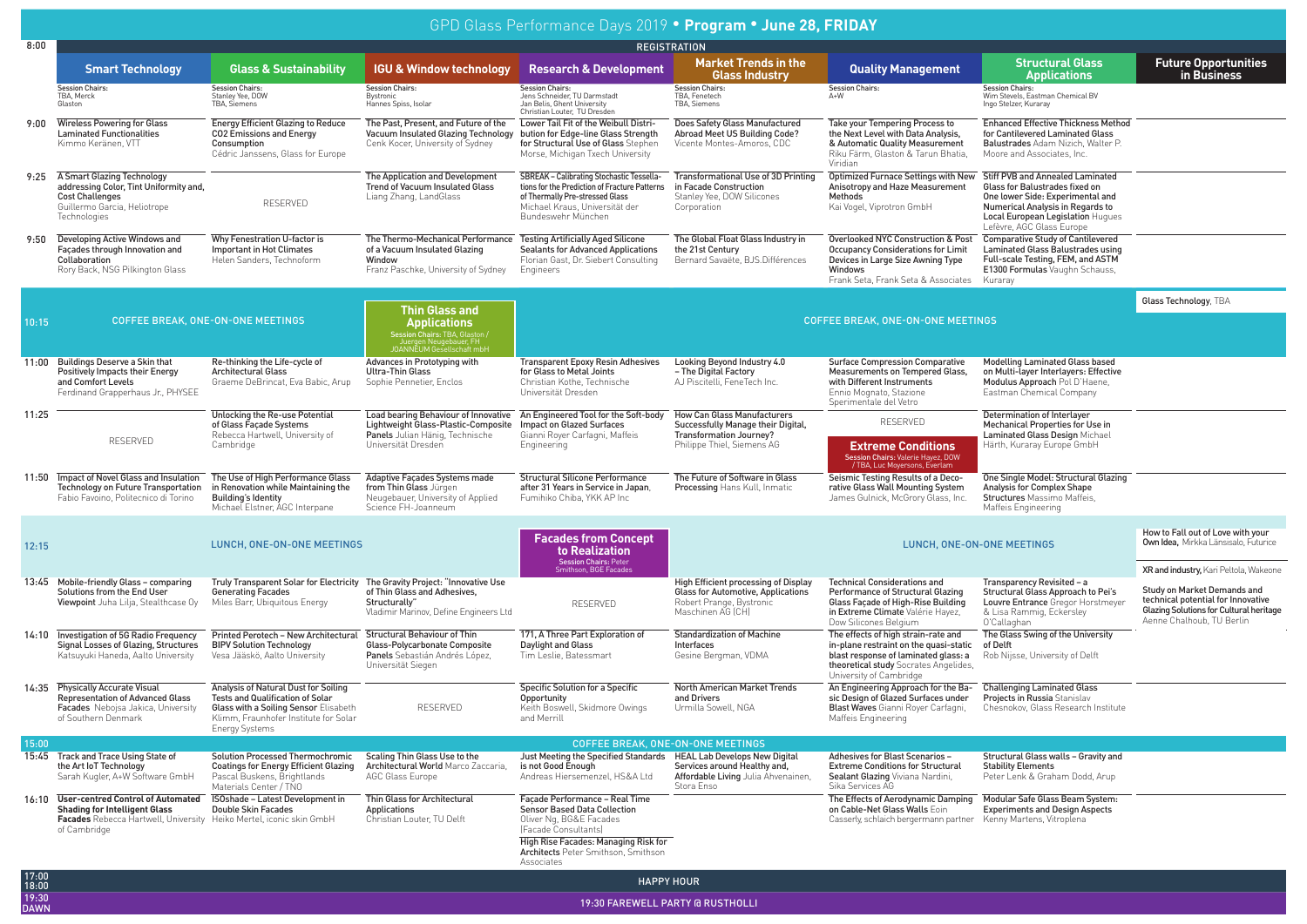# GPD Glass Performance Days 2019 • Program • June 28, FRIDAY

| Time | Smart Technology | Glass & Sustainability | IGU & Window technology | Research & Development | Market Trends in the Glass Industry | Quality Management | Structural Glass Applications | Future Opportunities in Business |
|---|---|---|---|---|---|---|---|---|
| 8:00 | REGISTRATION | | | | | | | |
| | Session Chairs: TBA, Merck Glaston | Session Chairs: Stanley Yee, DOW TBA, Siemens | Session Chairs: Bystronic Hannes Spiss, Isolar | Session Chairs: Jens Schneider, TU Darmstadt Jan Belis, Ghent University Christian Louter, TU Dresden | Session Chairs: TBA, Fenetech TBA, Siemens | Session Chairs: A+W | Session Chairs: Wim Stevels, Eastman Chemical BV Ingo Stelzer, Kuraray | |
| 9:00 | **Wireless Powering for Glass Laminated Functionalities** Kimmo Keränen, VTT | **Energy Efficient Glazing to Reduce CO2 Emissions and Energy Consumption** Cédric Janssens, Glass for Europe | **The Past, Present, and Future of the Vacuum Insulated Glazing Technology** Cenk Kocer, University of Sydney | **Lower Tail Fit of the Weibull Distribution for Edge-line Glass Strength for Structural Use of Glass** Stephen Morse, Michigan Txech University | **Does Safety Glass Manufactured Abroad Meet US Building Code?** Vicente Montes-Amoros, CDC | **Take your Tempering Process to the Next Level with Data Analysis, & Automatic Quality Measurement** Riku Färm, Glaston & Tarun Bhatia, Viridian | **Enhanced Effective Thickness Method for Cantilevered Laminated Glass Balustrades** Adam Nizich, Walter P. Moore and Associates, Inc. | |
| 9:25 | **A Smart Glazing Technology addressing Color, Tint Uniformity and, Cost Challenges** Guillermo Garcia, Heliotrope Technologies | RESERVED | **The Application and Development Trend of Vacuum Insulated Glass** Liang Zhang, LandGlass | **SBREAK – Calibrating Stochastic Tessellations for the Prediction of Fracture Patterns of Thermally Pre-stressed Glass** Michael Kraus, Universität der Bundeswehr München | **Transformational Use of 3D Printing in Facade Construction** Stanley Yee, DOW Silicones Corporation | **Optimized Furnace Settings with New Anisotropy and Haze Measurement Methods** Kai Vogel, Viprotron GmbH | **Stiff PVB and Annealed Laminated Glass for Balustrades fixed on One lower Side: Experimental and Numerical Analysis in Regards to Local European Legislation** Hugues Lefèvre, AGC Glass Europe | |
| 9:50 | **Developing Active Windows and Façades through Innovation and Collaboration** Rory Back, NSG Pilkington Glass | **Why Fenestration U-factor is Important in Hot Climates** Helen Sanders, Technoform | **The Thermo-Mechanical Performance of a Vacuum Insulated Glazing Window** Franz Paschke, University of Sydney | **Testing Artificially Aged Silicone Sealants for Advanced Applications** Florian Gast, Dr. Siebert Consulting Engineers | **The Global Float Glass Industry in the 21st Century** Bernard Savaëte, BJS.Différences | **Overlooked NYC Construction & Post Occupancy Considerations for Limit Devices in Large Size Awning Type Windows** Frank Seta, Frank Seta & Associates | **Comparative Study of Cantilevered Laminated Glass Balustrades using Full-scale Testing, FEM, and ASTM E1300 Formulas** Vaughn Schauss, Kuraray | |
| 10:15 | COFFEE BREAK, ONE-ON-ONE MEETINGS | | **Thin Glass and Applications** Session Chairs: TBA, Glaston / Juergen Neugebauer, FH JOANNEUM Gesellschaft mbH | COFFEE BREAK, ONE-ON-ONE MEETINGS | | | | **Glass Technology**, TBA |
| 11:00 | **Buildings Deserve a Skin that Positively Impacts their Energy and Comfort Levels** Ferdinand Grapperhaus Jr., PHYSEE | **Re-thinking the Life-cycle of Architectural Glass** Graeme DeBrincat, Eva Babic, Arup | **Advances in Prototyping with Ultra-Thin Glass** Sophie Pennetier, Enclos | **Transparent Epoxy Resin Adhesives for Glass to Metal Joints** Christian Kothe, Technische Universität Dresden | **Looking Beyond Industry 4.0 – The Digital Factory** AJ Piscitelli, FeneTech Inc. | **Surface Compression Comparative Measurements on Tempered Glass, with Different Instruments** Ennio Mognato, Stazione Sperimentale del Vetro | **Modelling Laminated Glass based on Multi-layer Interlayers: Effective Modulus Approach** Pol D'Haene, Eastman Chemical Company | |
| 11:25 | RESERVED | **Unlocking the Re-use Potential of Glass Façade Systems** Rebecca Hartwell, University of Cambridge | **Load bearing Behaviour of Innovative Lightweight Glass-Plastic-Composite Panels** Julian Hänig, Technische Universität Dresden | **An Engineered Tool for the Soft-body Impact on Glazed Surfaces** Gianni Royer Carfagni, Maffeis Engineering | **How Can Glass Manufacturers Successfully Manage their Digital, Transformation Journey?** Philippe Thiel, Siemens AG | RESERVED **Extreme Conditions** Session Chairs: Valerie Hayez, DOW / TBA, Luc Moyersons, Everlam | **Determination of Interlayer Mechanical Properties for Use in Laminated Glass Design** Michael Härth, Kuraray Europe GmbH | |
| 11:50 | **Impact of Novel Glass and Insulation Technology on Future Transportation** Fabio Favoino, Politecnico di Torino | **The Use of High Performance Glass in Renovation while Maintaining the Building's Identity** Michael Elstner, AGC Interpane | **Adaptive Façades Systems made from Thin Glass** Jürgen Neugebauer, University of Applied Science FH-Joanneum | **Structural Silicone Performance after 31 Years in Service in Japan**, Fumihiko Chiba, YKK AP Inc | **The Future of Software in Glass Processing** Hans Kull, Inmatic | **Seismic Testing Results of a Decorative Glass Wall Mounting System** James Gulnick, McGrory Glass, Inc. | **One Single Model: Structural Glazing Analysis for Complex Shape Structures** Massimo Maffeis, Maffeis Engineering | |
| 12:15 | LUNCH, ONE-ON-ONE MEETINGS | | | **Facades from Concept to Realization** Session Chairs: Peter Smithson, BGE Facades | LUNCH, ONE-ON-ONE MEETINGS | | | **How to Fall out of Love with your Own Idea,** Mirkka Länsisalo, Futurice |
| 13:45 | **Mobile-friendly Glass – comparing Solutions from the End User Viewpoint** Juha Lilja, Stealthcase Oy | **Truly Transparent Solar for Electricity Generating Facades** Miles Barr, Ubiquitous Energy | **The Gravity Project: "Innovative Use of Thin Glass and Adhesives, Structurally"** Vladimir Marinov, Define Engineers Ltd | RESERVED | **High Efficient processing of Display Glass for Automotive, Applications** Robert Prange, Bystronic Maschinen AG (CH) | **Technical Considerations and Performance of Structural Glazing Glass Façade of High-Rise Building in Extreme Climate** Valérie Hayez, Dow Silicones Belgium | **Transparency Revisited – a Structural Glass Approach to Pei's Louvre Entrance** Gregor Horstmeyer & Lisa Rammig, Eckersley O'Callaghan | **XR and industry,** Kari Peltola, Wakeone<br>**Study on Market Demands and technical potential for Innovative Glazing Solutions for Cultural heritage** Aenne Chalhoub, TU Berlin |
| 14:10 | **Investigation of 5G Radio Frequency Signal Losses of Glazing, Structures** Katsuyuki Haneda, Aalto University | **Printed Perotech – New Architectural BIPV Solution Technology** Vesa Jääskö, Aalto University | **Structural Behaviour of Thin Glass-Polycarbonate Composite Panels** Sebastián Andrés López, Universität Siegen | **171, A Three Part Exploration of Daylight and Glass** Tim Leslie, Batessmart | **Standardization of Machine Interfaces** Gesine Bergman, VDMA | **The effects of high strain-rate and in-plane restraint on the quasi-static blast response of laminated glass: a theoretical study** Socrates Angelides, University of Cambridge | **The Glass Swing of the University of Delft** Rob Nijsse, University of Delft | |
| 14:35 | **Physically Accurate Visual Representation of Advanced Glass Facades** Nebojsa Jakica, University of Southern Denmark | **Analysis of Natural Dust for Soiling Tests and Qualification of Solar Glass with a Soiling Sensor** Elisabeth Klimm, Fraunhofer Institute for Solar Energy Systems | RESERVED | **Specific Solution for a Specific Opportunity** Keith Boswell, Skidmore Owings and Merrill | **North American Market Trends and Drivers** Urmilla Sowell, NGA | **An Engineering Approach for the Basic Design of Glazed Surfaces under Blast Waves** Gianni Royer Carfagni, Maffeis Engineering | **Challenging Laminated Glass Projects in Russia** Stanislav Chesnokov, Glass Research Institute | |
| 15:00 | COFFEE BREAK, ONE-ON-ONE MEETINGS | | | | | | | |
| 15:45 | **Track and Trace Using State of the Art IoT Technology** Sarah Kugler, A+W Software GmbH | **Solution Processed Thermochromic Coatings for Energy Efficient Glazing** Pascal Buskens, Brightlands Materials Center / TNO | **Scaling Thin Glass Use to the Architectural World** Marco Zaccaria, AGC Glass Europe | **Just Meeting the Specified Standards is not Good Enough** Andreas Hiersemenzel, HS&A Ltd | **HEAL Lab Develops New Digital Services around Healthy and, Affordable Living** Julia Ahvenainen, Stora Enso | **Adhesives for Blast Scenarios – Extreme Conditions for Structural Sealant Glazing** Viviana Nardini, Sika Services AG | **Structural Glass walls – Gravity and Stability Elements** Peter Lenk & Graham Dodd, Arup | |
| 16:10 | **User-centred Control of Automated Shading for Intelligent Glass Facades** Rebecca Hartwell, University of Cambridge | **ISOshade – Latest Development in Double Skin Facades** Heiko Mertel, iconic skin GmbH | **Thin Glass for Architectural Applications** Christian Louter, TU Delft | **Façade Performance – Real Time Sensor Based Data Collection** Oliver Ng, BG&E Facades (Facade Consultants)<br>**High Rise Facades: Managing Risk for Architects** Peter Smithson, Smithson Associates | | **The Effects of Aerodynamic Damping on Cable-Net Glass Walls** Eoin Casserly, schlaich bergermann partner | **Modular Safe Glass Beam System: Experiments and Design Aspects** Kenny Martens, Vitroplena | |
| 17:00 18:00 | HAPPY HOUR | | | | | | | |
| 19:30 DAWN | 19:30 FAREWELL PARTY @ RUSTHOLLI | | | | | | | |